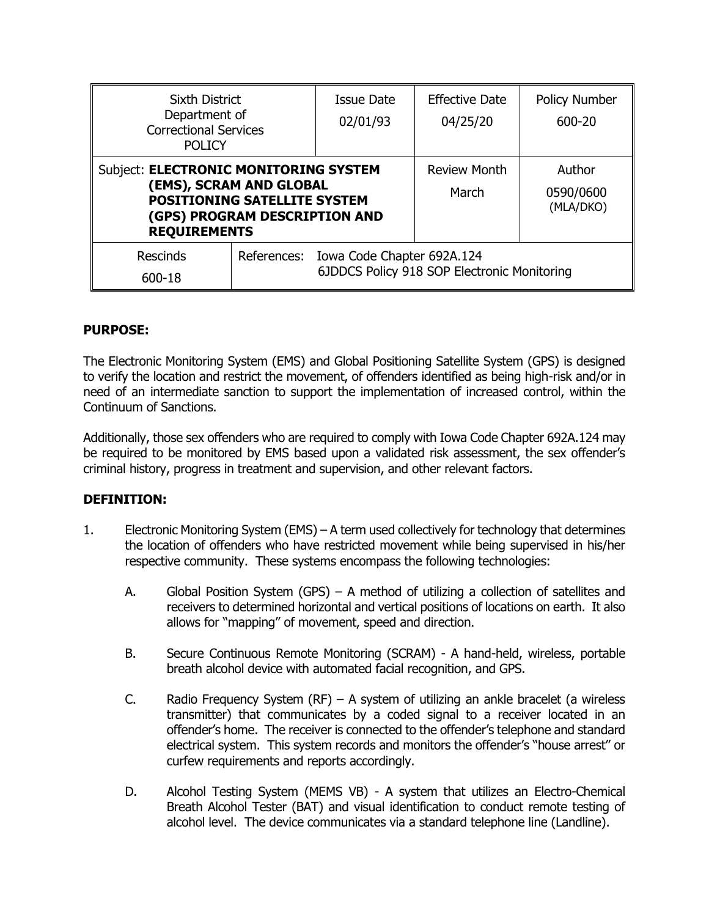| Sixth District Department of Correctional Services POLICY | | Issue Date 02/01/93 | Effective Date 04/25/20 | Policy Number 600-20 |
|---|---|---|---|---|
| Subject: **ELECTRONIC MONITORING SYSTEM (EMS), SCRAM AND GLOBAL POSITIONING SATELLITE SYSTEM (GPS) PROGRAM DESCRIPTION AND REQUIREMENTS** | | | Review Month March | Author 0590/0600 (MLA/DKO) |
| Rescinds 600-18 | References: Iowa Code Chapter 692A.124 6JDDCS Policy 918 SOP Electronic Monitoring | | | |

## PURPOSE:

The Electronic Monitoring System (EMS) and Global Positioning Satellite System (GPS) is designed to verify the location and restrict the movement, of offenders identified as being high-risk and/or in need of an intermediate sanction to support the implementation of increased control, within the Continuum of Sanctions.

Additionally, those sex offenders who are required to comply with Iowa Code Chapter 692A.124 may be required to be monitored by EMS based upon a validated risk assessment, the sex offender's criminal history, progress in treatment and supervision, and other relevant factors.

## DEFINITION:

1. Electronic Monitoring System (EMS) – A term used collectively for technology that determines the location of offenders who have restricted movement while being supervised in his/her respective community. These systems encompass the following technologies:

   A. Global Position System (GPS) – A method of utilizing a collection of satellites and receivers to determined horizontal and vertical positions of locations on earth. It also allows for "mapping" of movement, speed and direction.

   B. Secure Continuous Remote Monitoring (SCRAM) - A hand-held, wireless, portable breath alcohol device with automated facial recognition, and GPS.

   C. Radio Frequency System (RF) – A system of utilizing an ankle bracelet (a wireless transmitter) that communicates by a coded signal to a receiver located in an offender's home. The receiver is connected to the offender's telephone and standard electrical system. This system records and monitors the offender's "house arrest" or curfew requirements and reports accordingly.

   D. Alcohol Testing System (MEMS VB) - A system that utilizes an Electro-Chemical Breath Alcohol Tester (BAT) and visual identification to conduct remote testing of alcohol level. The device communicates via a standard telephone line (Landline).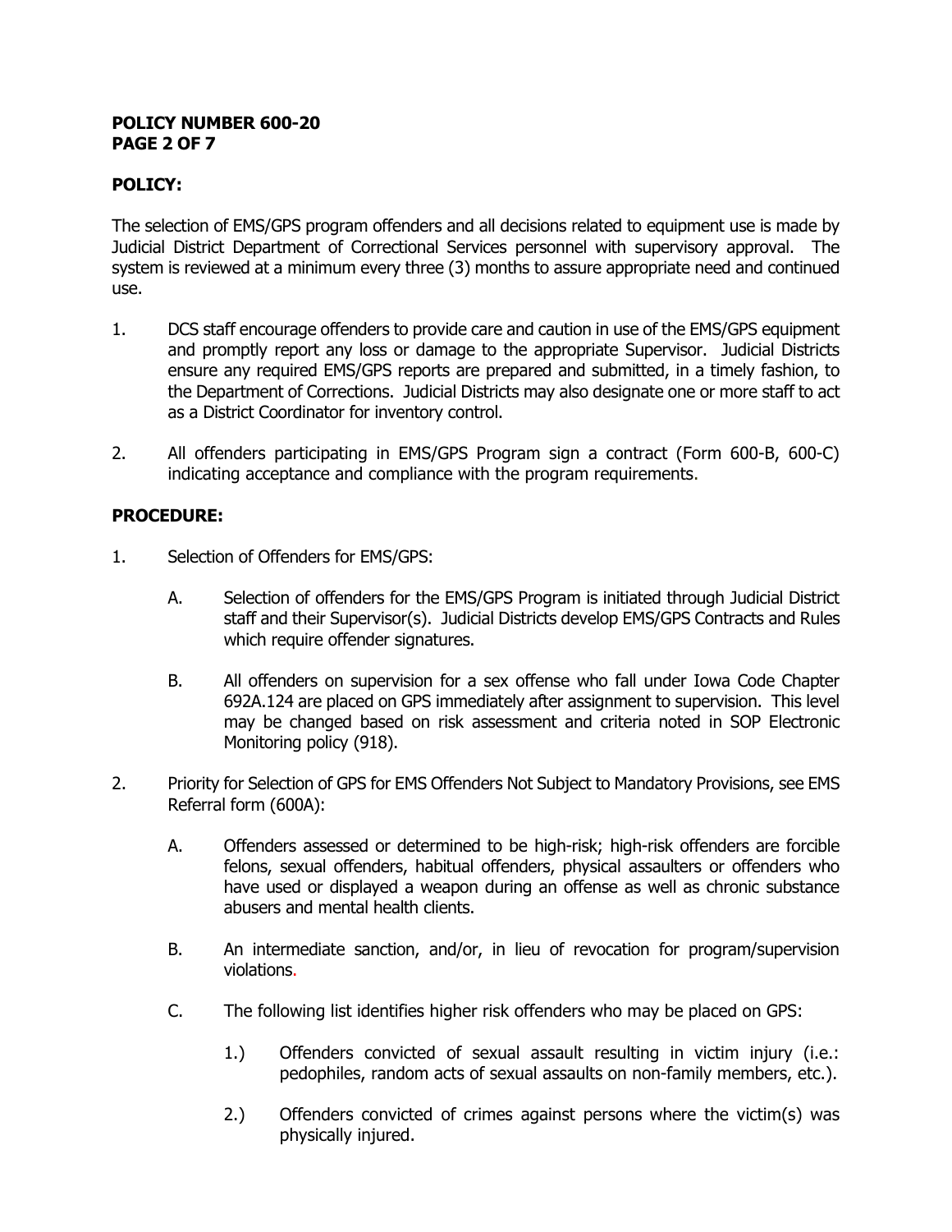**POLICY:**

The selection of EMS/GPS program offenders and all decisions related to equipment use is made by Judicial District Department of Correctional Services personnel with supervisory approval. The system is reviewed at a minimum every three (3) months to assure appropriate need and continued use.

1. DCS staff encourage offenders to provide care and caution in use of the EMS/GPS equipment and promptly report any loss or damage to the appropriate Supervisor. Judicial Districts ensure any required EMS/GPS reports are prepared and submitted, in a timely fashion, to the Department of Corrections. Judicial Districts may also designate one or more staff to act as a District Coordinator for inventory control.

2. All offenders participating in EMS/GPS Program sign a contract (Form 600-B, 600-C) indicating acceptance and compliance with the program requirements.

**PROCEDURE:**

1. Selection of Offenders for EMS/GPS:

   A. Selection of offenders for the EMS/GPS Program is initiated through Judicial District staff and their Supervisor(s). Judicial Districts develop EMS/GPS Contracts and Rules which require offender signatures.

   B. All offenders on supervision for a sex offense who fall under Iowa Code Chapter 692A.124 are placed on GPS immediately after assignment to supervision. This level may be changed based on risk assessment and criteria noted in SOP Electronic Monitoring policy (918).

2. Priority for Selection of GPS for EMS Offenders Not Subject to Mandatory Provisions, see EMS Referral form (600A):

   A. Offenders assessed or determined to be high-risk; high-risk offenders are forcible felons, sexual offenders, habitual offenders, physical assaulters or offenders who have used or displayed a weapon during an offense as well as chronic substance abusers and mental health clients.

   B. An intermediate sanction, and/or, in lieu of revocation for program/supervision violations.

   C. The following list identifies higher risk offenders who may be placed on GPS:

      1.) Offenders convicted of sexual assault resulting in victim injury (i.e.: pedophiles, random acts of sexual assaults on non-family members, etc.).

      2.) Offenders convicted of crimes against persons where the victim(s) was physically injured.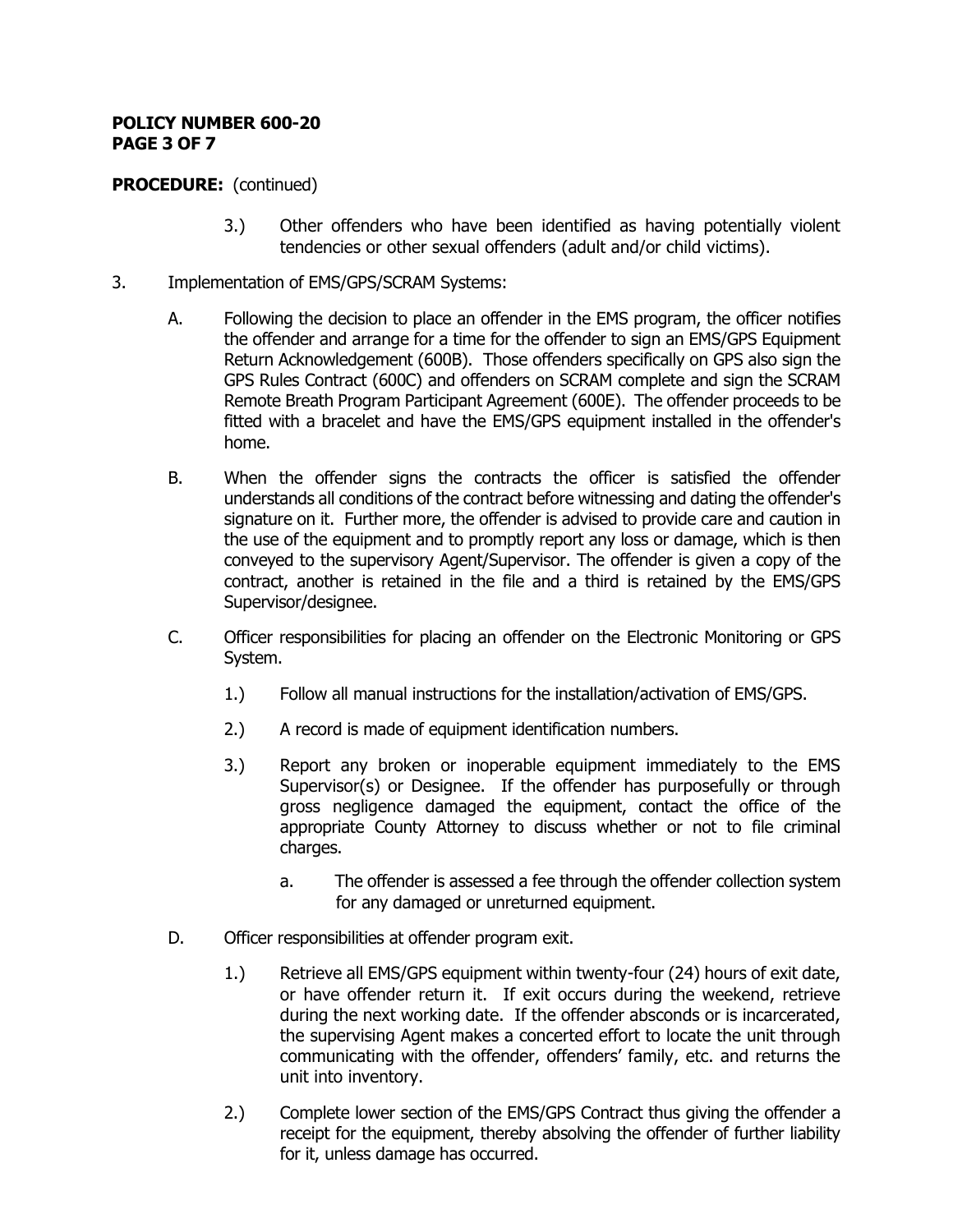**PROCEDURE:** (continued)

3.) Other offenders who have been identified as having potentially violent tendencies or other sexual offenders (adult and/or child victims).

3. Implementation of EMS/GPS/SCRAM Systems:

   A. Following the decision to place an offender in the EMS program, the officer notifies the offender and arrange for a time for the offender to sign an EMS/GPS Equipment Return Acknowledgement (600B). Those offenders specifically on GPS also sign the GPS Rules Contract (600C) and offenders on SCRAM complete and sign the SCRAM Remote Breath Program Participant Agreement (600E). The offender proceeds to be fitted with a bracelet and have the EMS/GPS equipment installed in the offender's home.

   B. When the offender signs the contracts the officer is satisfied the offender understands all conditions of the contract before witnessing and dating the offender's signature on it. Further more, the offender is advised to provide care and caution in the use of the equipment and to promptly report any loss or damage, which is then conveyed to the supervisory Agent/Supervisor. The offender is given a copy of the contract, another is retained in the file and a third is retained by the EMS/GPS Supervisor/designee.

   C. Officer responsibilities for placing an offender on the Electronic Monitoring or GPS System.

      1.) Follow all manual instructions for the installation/activation of EMS/GPS.

      2.) A record is made of equipment identification numbers.

      3.) Report any broken or inoperable equipment immediately to the EMS Supervisor(s) or Designee. If the offender has purposefully or through gross negligence damaged the equipment, contact the office of the appropriate County Attorney to discuss whether or not to file criminal charges.

         a. The offender is assessed a fee through the offender collection system for any damaged or unreturned equipment.

   D. Officer responsibilities at offender program exit.

      1.) Retrieve all EMS/GPS equipment within twenty-four (24) hours of exit date, or have offender return it. If exit occurs during the weekend, retrieve during the next working date. If the offender absconds or is incarcerated, the supervising Agent makes a concerted effort to locate the unit through communicating with the offender, offenders' family, etc. and returns the unit into inventory.

      2.) Complete lower section of the EMS/GPS Contract thus giving the offender a receipt for the equipment, thereby absolving the offender of further liability for it, unless damage has occurred.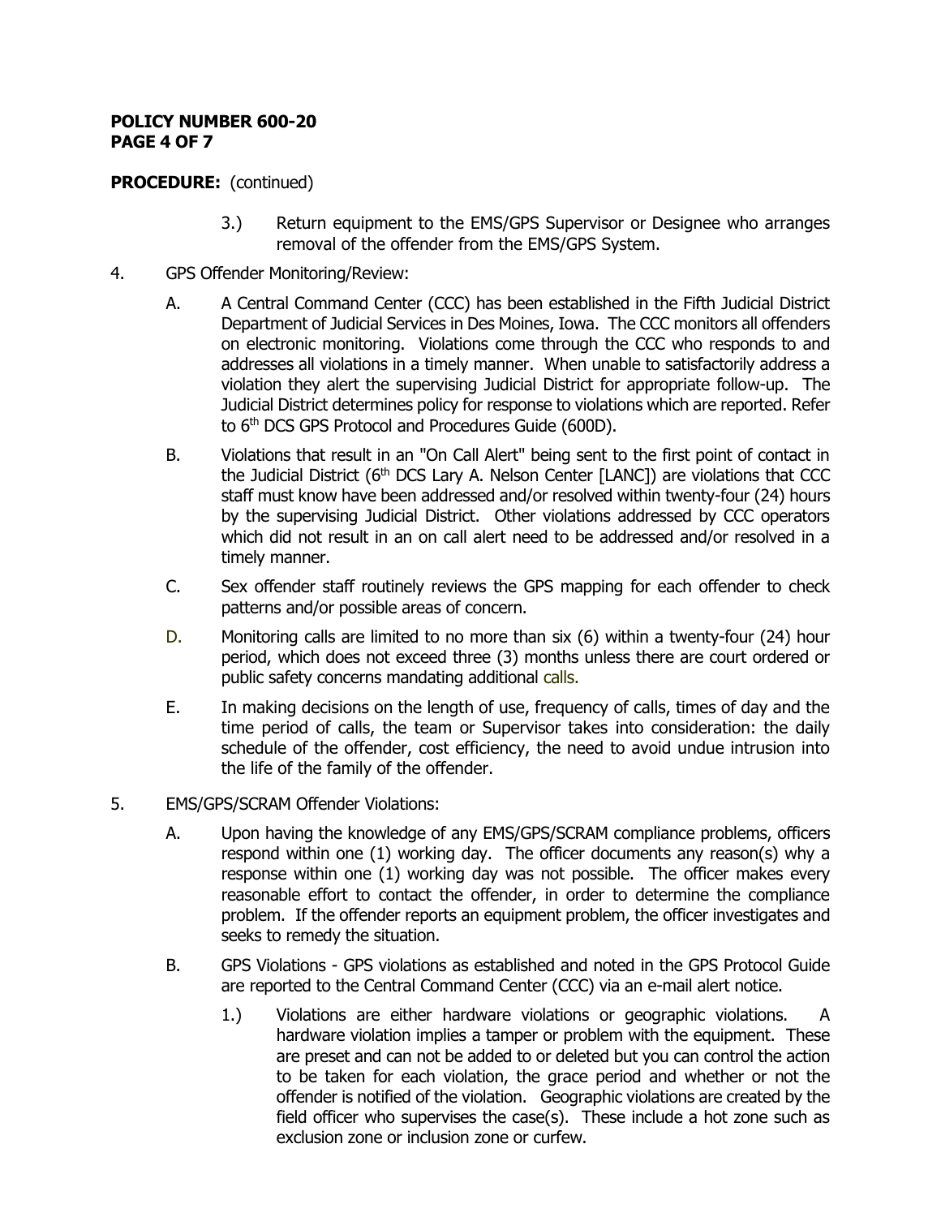**PROCEDURE:** (continued)

3.) Return equipment to the EMS/GPS Supervisor or Designee who arranges removal of the offender from the EMS/GPS System.

4. GPS Offender Monitoring/Review:

   A. A Central Command Center (CCC) has been established in the Fifth Judicial District Department of Judicial Services in Des Moines, Iowa. The CCC monitors all offenders on electronic monitoring. Violations come through the CCC who responds to and addresses all violations in a timely manner. When unable to satisfactorily address a violation they alert the supervising Judicial District for appropriate follow-up. The Judicial District determines policy for response to violations which are reported. Refer to 6th DCS GPS Protocol and Procedures Guide (600D).

   B. Violations that result in an "On Call Alert" being sent to the first point of contact in the Judicial District (6th DCS Lary A. Nelson Center [LANC]) are violations that CCC staff must know have been addressed and/or resolved within twenty-four (24) hours by the supervising Judicial District. Other violations addressed by CCC operators which did not result in an on call alert need to be addressed and/or resolved in a timely manner.

   C. Sex offender staff routinely reviews the GPS mapping for each offender to check patterns and/or possible areas of concern.

   D. Monitoring calls are limited to no more than six (6) within a twenty-four (24) hour period, which does not exceed three (3) months unless there are court ordered or public safety concerns mandating additional calls.

   E. In making decisions on the length of use, frequency of calls, times of day and the time period of calls, the team or Supervisor takes into consideration: the daily schedule of the offender, cost efficiency, the need to avoid undue intrusion into the life of the family of the offender.

5. EMS/GPS/SCRAM Offender Violations:

   A. Upon having the knowledge of any EMS/GPS/SCRAM compliance problems, officers respond within one (1) working day. The officer documents any reason(s) why a response within one (1) working day was not possible. The officer makes every reasonable effort to contact the offender, in order to determine the compliance problem. If the offender reports an equipment problem, the officer investigates and seeks to remedy the situation.

   B. GPS Violations - GPS violations as established and noted in the GPS Protocol Guide are reported to the Central Command Center (CCC) via an e-mail alert notice.

      1.) Violations are either hardware violations or geographic violations. A hardware violation implies a tamper or problem with the equipment. These are preset and can not be added to or deleted but you can control the action to be taken for each violation, the grace period and whether or not the offender is notified of the violation. Geographic violations are created by the field officer who supervises the case(s). These include a hot zone such as exclusion zone or inclusion zone or curfew.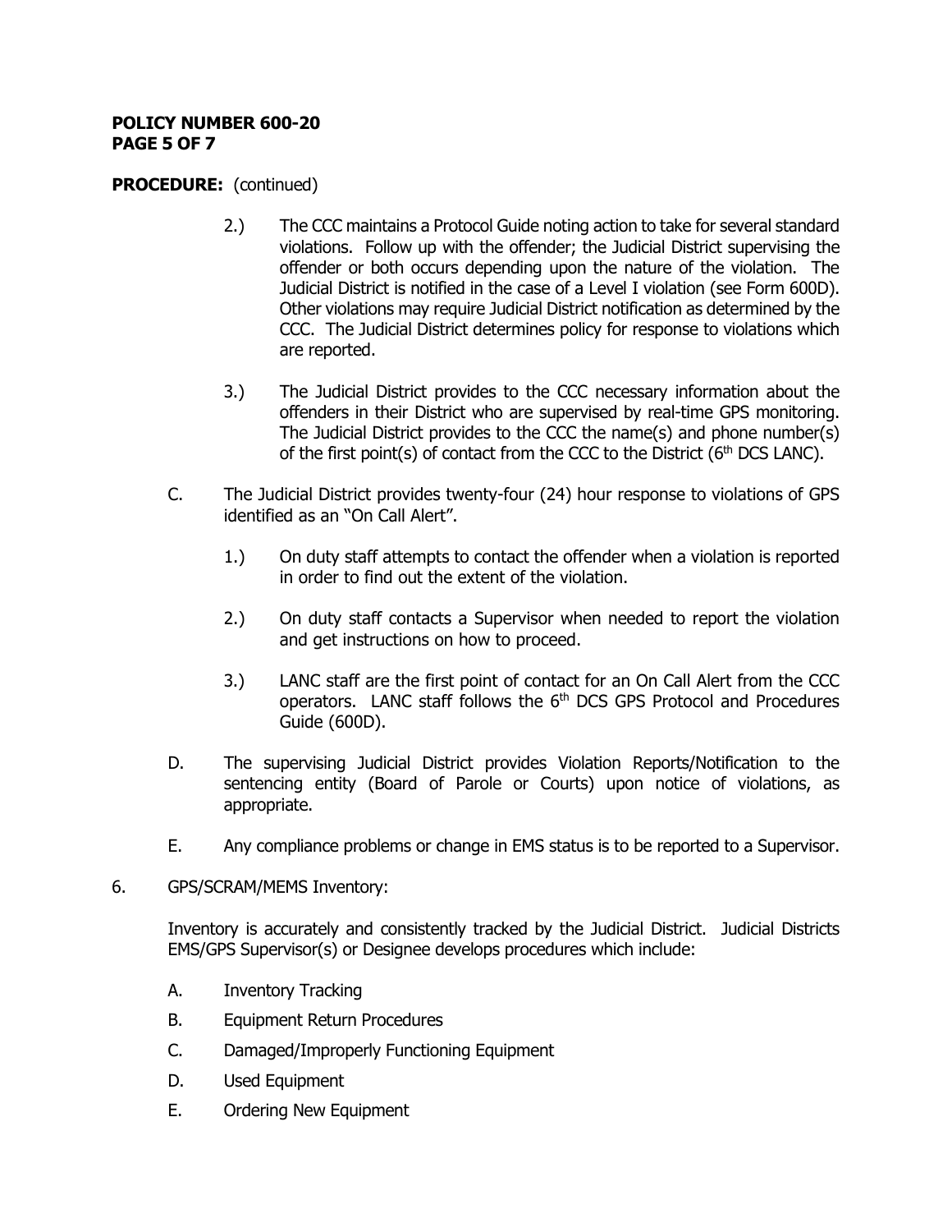**PROCEDURE:** (continued)

2.) The CCC maintains a Protocol Guide noting action to take for several standard violations. Follow up with the offender; the Judicial District supervising the offender or both occurs depending upon the nature of the violation. The Judicial District is notified in the case of a Level I violation (see Form 600D). Other violations may require Judicial District notification as determined by the CCC. The Judicial District determines policy for response to violations which are reported.

3.) The Judicial District provides to the CCC necessary information about the offenders in their District who are supervised by real-time GPS monitoring. The Judicial District provides to the CCC the name(s) and phone number(s) of the first point(s) of contact from the CCC to the District (6th DCS LANC).

C. The Judicial District provides twenty-four (24) hour response to violations of GPS identified as an "On Call Alert".

1.) On duty staff attempts to contact the offender when a violation is reported in order to find out the extent of the violation.

2.) On duty staff contacts a Supervisor when needed to report the violation and get instructions on how to proceed.

3.) LANC staff are the first point of contact for an On Call Alert from the CCC operators. LANC staff follows the 6th DCS GPS Protocol and Procedures Guide (600D).

D. The supervising Judicial District provides Violation Reports/Notification to the sentencing entity (Board of Parole or Courts) upon notice of violations, as appropriate.

E. Any compliance problems or change in EMS status is to be reported to a Supervisor.

6. GPS/SCRAM/MEMS Inventory:

Inventory is accurately and consistently tracked by the Judicial District. Judicial Districts EMS/GPS Supervisor(s) or Designee develops procedures which include:

A. Inventory Tracking

B. Equipment Return Procedures

C. Damaged/Improperly Functioning Equipment

D. Used Equipment

E. Ordering New Equipment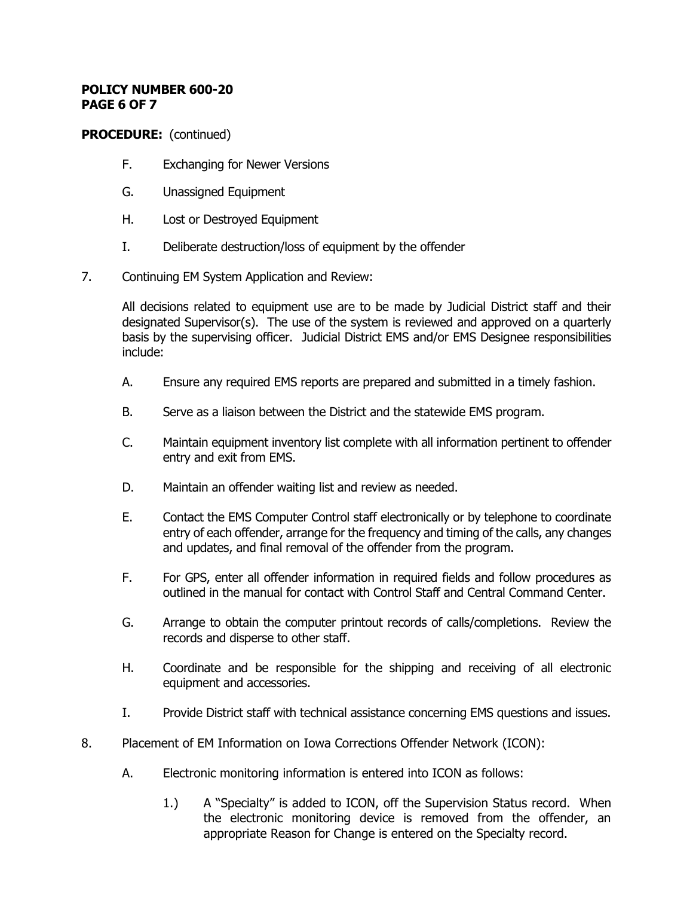**PROCEDURE:** (continued)

F. Exchanging for Newer Versions

G. Unassigned Equipment

H. Lost or Destroyed Equipment

I. Deliberate destruction/loss of equipment by the offender

7. Continuing EM System Application and Review:

   All decisions related to equipment use are to be made by Judicial District staff and their designated Supervisor(s). The use of the system is reviewed and approved on a quarterly basis by the supervising officer. Judicial District EMS and/or EMS Designee responsibilities include:

   A. Ensure any required EMS reports are prepared and submitted in a timely fashion.

   B. Serve as a liaison between the District and the statewide EMS program.

   C. Maintain equipment inventory list complete with all information pertinent to offender entry and exit from EMS.

   D. Maintain an offender waiting list and review as needed.

   E. Contact the EMS Computer Control staff electronically or by telephone to coordinate entry of each offender, arrange for the frequency and timing of the calls, any changes and updates, and final removal of the offender from the program.

   F. For GPS, enter all offender information in required fields and follow procedures as outlined in the manual for contact with Control Staff and Central Command Center.

   G. Arrange to obtain the computer printout records of calls/completions. Review the records and disperse to other staff.

   H. Coordinate and be responsible for the shipping and receiving of all electronic equipment and accessories.

   I. Provide District staff with technical assistance concerning EMS questions and issues.

8. Placement of EM Information on Iowa Corrections Offender Network (ICON):

   A. Electronic monitoring information is entered into ICON as follows:

      1.) A "Specialty" is added to ICON, off the Supervision Status record. When the electronic monitoring device is removed from the offender, an appropriate Reason for Change is entered on the Specialty record.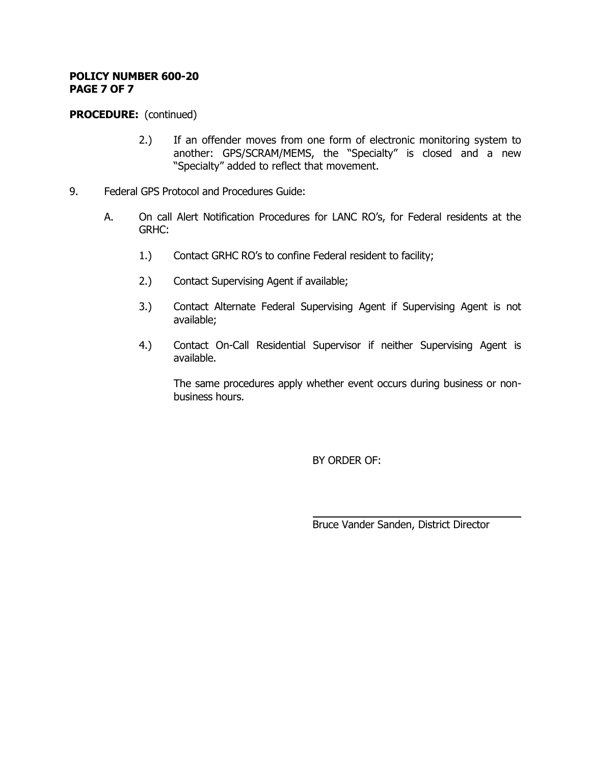**PROCEDURE:** (continued)

2.) If an offender moves from one form of electronic monitoring system to another: GPS/SCRAM/MEMS, the “Specialty” is closed and a new “Specialty” added to reflect that movement.

9. Federal GPS Protocol and Procedures Guide:

   A. On call Alert Notification Procedures for LANC RO’s, for Federal residents at the GRHC:

      1.) Contact GRHC RO’s to confine Federal resident to facility;

      2.) Contact Supervising Agent if available;

      3.) Contact Alternate Federal Supervising Agent if Supervising Agent is not available;

      4.) Contact On-Call Residential Supervisor if neither Supervising Agent is available.

      The same procedures apply whether event occurs during business or non-business hours.

BY ORDER OF:

Bruce Vander Sanden, District Director